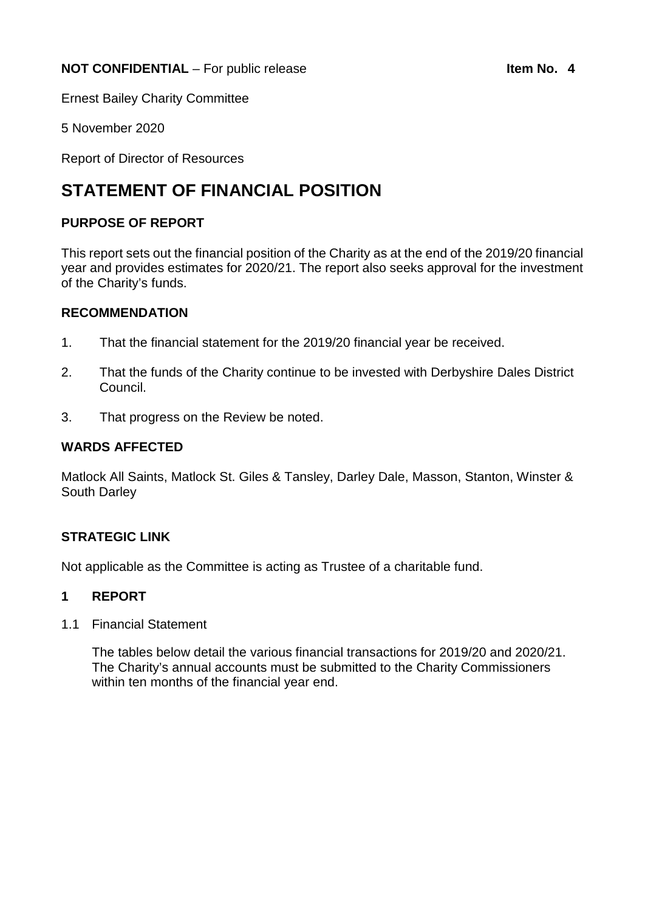**NOT CONFIDENTIAL** – For public release **Item No. 4**

Ernest Bailey Charity Committee

5 November 2020

Report of Director of Resources

# STATEMENT OF FINANCIAL POSITION

### PURPOSE OF REPORT

This report sets out the financial position of the Charity as at the end of the 2019/20 financial year and provides estimates for 2020/21. The report also seeks approval for the investment of the Charity's funds.

### RECOMMENDATION

1. That the financial statement for the 2019/20 financial year be received.
2. That the funds of the Charity continue to be invested with Derbyshire Dales District Council.
3. That progress on the Review be noted.

### WARDS AFFECTED

Matlock All Saints, Matlock St. Giles & Tansley, Darley Dale, Masson, Stanton, Winster & South Darley

### STRATEGIC LINK

Not applicable as the Committee is acting as Trustee of a charitable fund.

## 1 REPORT

1.1 Financial Statement

The tables below detail the various financial transactions for 2019/20 and 2020/21. The Charity's annual accounts must be submitted to the Charity Commissioners within ten months of the financial year end.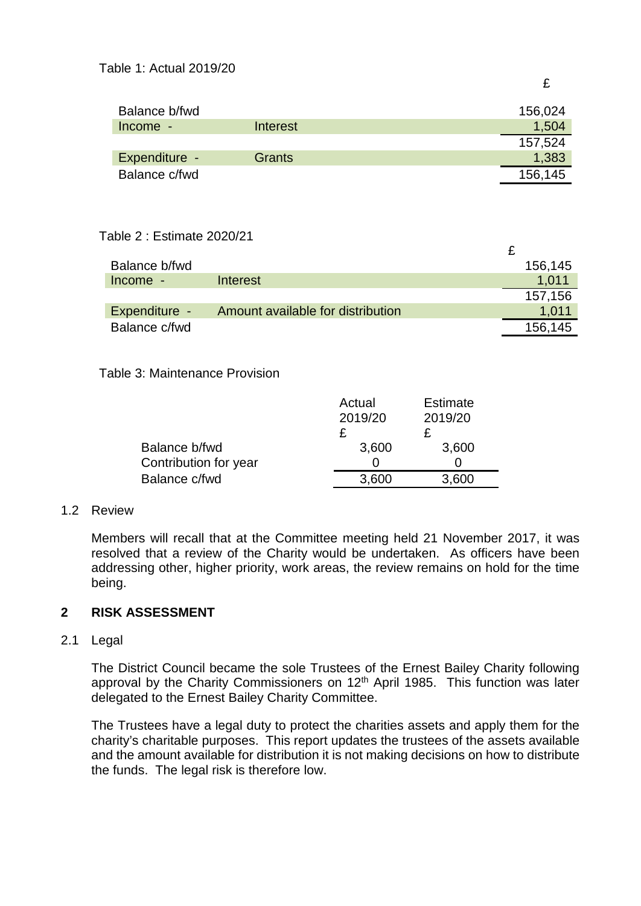Table 1: Actual 2019/20

| | | £ |
|---|---|---|
| Balance b/fwd | | 156,024 |
| Income - | Interest | 1,504 |
| | | 157,524 |
| Expenditure - | Grants | 1,383 |
| Balance c/fwd | | 156,145 |

Table 2 : Estimate 2020/21

| | | £ |
|---|---|---|
| Balance b/fwd | | 156,145 |
| Income - | Interest | 1,011 |
| | | 157,156 |
| Expenditure - | Amount available for distribution | 1,011 |
| Balance c/fwd | | 156,145 |

Table 3: Maintenance Provision

| | Actual 2019/20 £ | Estimate 2019/20 £ |
|---|---|---|
| Balance b/fwd | 3,600 | 3,600 |
| Contribution for year | 0 | 0 |
| Balance c/fwd | 3,600 | 3,600 |

1.2 Review

Members will recall that at the Committee meeting held 21 November 2017, it was resolved that a review of the Charity would be undertaken. As officers have been addressing other, higher priority, work areas, the review remains on hold for the time being.

## 2 RISK ASSESSMENT

2.1 Legal

The District Council became the sole Trustees of the Ernest Bailey Charity following approval by the Charity Commissioners on 12th April 1985. This function was later delegated to the Ernest Bailey Charity Committee.

The Trustees have a legal duty to protect the charities assets and apply them for the charity's charitable purposes. This report updates the trustees of the assets available and the amount available for distribution it is not making decisions on how to distribute the funds. The legal risk is therefore low.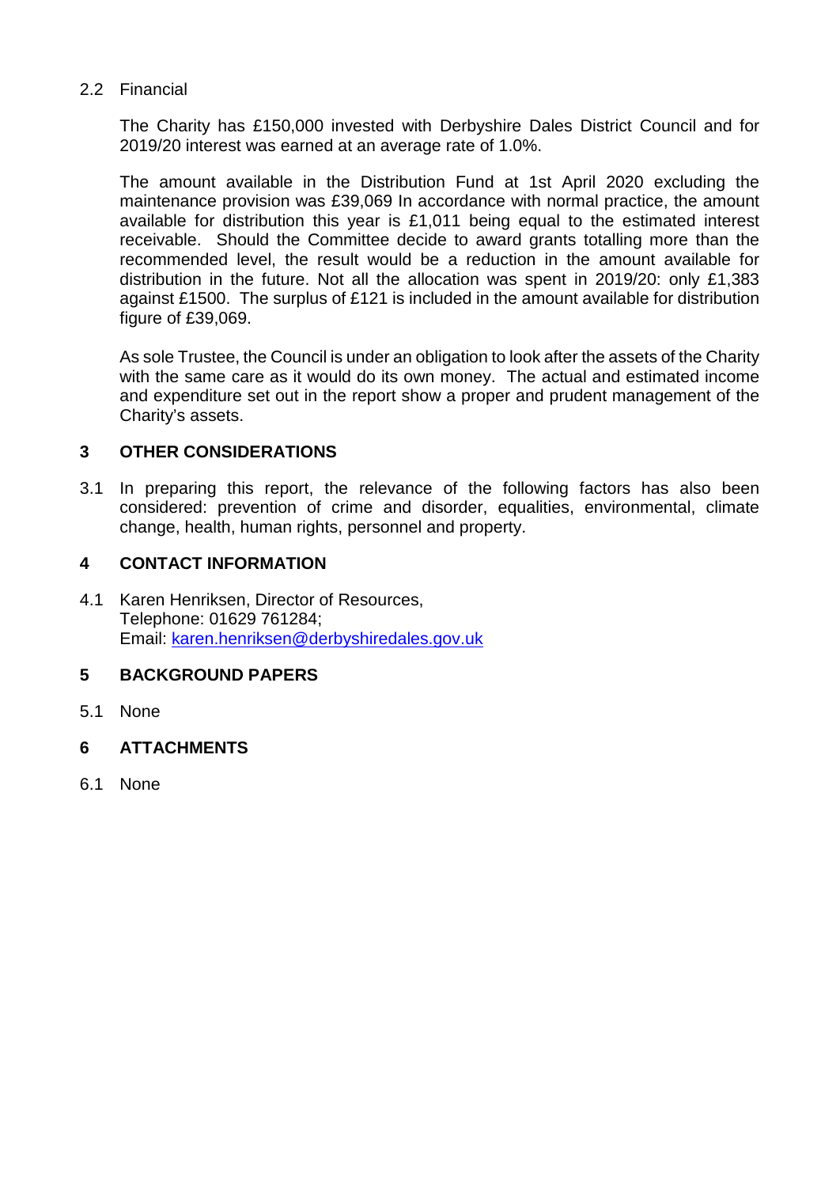2.2 Financial

The Charity has £150,000 invested with Derbyshire Dales District Council and for 2019/20 interest was earned at an average rate of 1.0%.

The amount available in the Distribution Fund at 1st April 2020 excluding the maintenance provision was £39,069 In accordance with normal practice, the amount available for distribution this year is £1,011 being equal to the estimated interest receivable. Should the Committee decide to award grants totalling more than the recommended level, the result would be a reduction in the amount available for distribution in the future. Not all the allocation was spent in 2019/20: only £1,383 against £1500. The surplus of £121 is included in the amount available for distribution figure of £39,069.

As sole Trustee, the Council is under an obligation to look after the assets of the Charity with the same care as it would do its own money. The actual and estimated income and expenditure set out in the report show a proper and prudent management of the Charity's assets.

## 3 OTHER CONSIDERATIONS

3.1 In preparing this report, the relevance of the following factors has also been considered: prevention of crime and disorder, equalities, environmental, climate change, health, human rights, personnel and property.

## 4 CONTACT INFORMATION

4.1 Karen Henriksen, Director of Resources,
Telephone: 01629 761284;
Email: karen.henriksen@derbyshiredales.gov.uk

## 5 BACKGROUND PAPERS

5.1 None

## 6 ATTACHMENTS

6.1 None